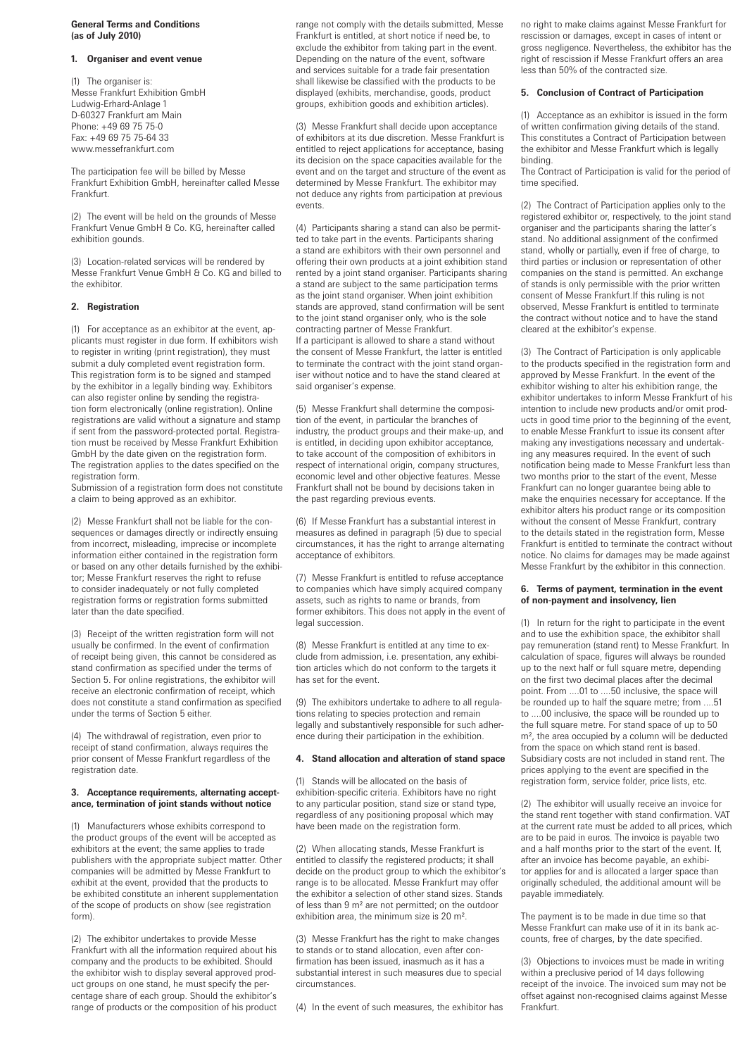**General Terms and Conditions**
**(as of July 2010)**

## 1. Organiser and event venue

(1) The organiser is:
Messe Frankfurt Exhibition GmbH
Ludwig-Erhard-Anlage 1
D-60327 Frankfurt am Main
Phone: +49 69 75 75-0
Fax: +49 69 75 75-64 33
www.messefrankfurt.com

The participation fee will be billed by Messe Frankfurt Exhibition GmbH, hereinafter called Messe Frankfurt.

(2) The event will be held on the grounds of Messe Frankfurt Venue GmbH & Co. KG, hereinafter called exhibition gounds.

(3) Location-related services will be rendered by Messe Frankfurt Venue GmbH & Co. KG and billed to the exhibitor.

## 2. Registration

(1) For acceptance as an exhibitor at the event, applicants must register in due form. If exhibitors wish to register in writing (print registration), they must submit a duly completed event registration form. This registration form is to be signed and stamped by the exhibitor in a legally binding way. Exhibitors can also register online by sending the registration form electronically (online registration). Online registrations are valid without a signature and stamp if sent from the password-protected portal. Registration must be received by Messe Frankfurt Exhibition GmbH by the date given on the registration form. The registration applies to the dates specified on the registration form.
Submission of a registration form does not constitute a claim to being approved as an exhibitor.

(2) Messe Frankfurt shall not be liable for the consequences or damages directly or indirectly ensuing from incorrect, misleading, imprecise or incomplete information either contained in the registration form or based on any other details furnished by the exhibitor; Messe Frankfurt reserves the right to refuse to consider inadequately or not fully completed registration forms or registration forms submitted later than the date specified.

(3) Receipt of the written registration form will not usually be confirmed. In the event of confirmation of receipt being given, this cannot be considered as stand confirmation as specified under the terms of Section 5. For online registrations, the exhibitor will receive an electronic confirmation of receipt, which does not constitute a stand confirmation as specified under the terms of Section 5 either.

(4) The withdrawal of registration, even prior to receipt of stand confirmation, always requires the prior consent of Messe Frankfurt regardless of the registration date.

## 3. Acceptance requirements, alternating acceptance, termination of joint stands without notice

(1) Manufacturers whose exhibits correspond to the product groups of the event will be accepted as exhibitors at the event; the same applies to trade publishers with the appropriate subject matter. Other companies will be admitted by Messe Frankfurt to exhibit at the event, provided that the products to be exhibited constitute an inherent supplementation of the scope of products on show (see registration form).

(2) The exhibitor undertakes to provide Messe Frankfurt with all the information required about his company and the products to be exhibited. Should the exhibitor wish to display several approved product groups on one stand, he must specify the percentage share of each group. Should the exhibitor's range of products or the composition of his product range not comply with the details submitted, Messe Frankfurt is entitled, at short notice if need be, to exclude the exhibitor from taking part in the event. Depending on the nature of the event, software and services suitable for a trade fair presentation shall likewise be classified with the products to be displayed (exhibits, merchandise, goods, product groups, exhibition goods and exhibition articles).

(3) Messe Frankfurt shall decide upon acceptance of exhibitors at its due discretion. Messe Frankfurt is entitled to reject applications for acceptance, basing its decision on the space capacities available for the event and on the target and structure of the event as determined by Messe Frankfurt. The exhibitor may not deduce any rights from participation at previous events.

(4) Participants sharing a stand can also be permitted to take part in the events. Participants sharing a stand are exhibitors with their own personnel and offering their own products at a joint exhibition stand rented by a joint stand organiser. Participants sharing a stand are subject to the same participation terms as the joint stand organiser. When joint exhibition stands are approved, stand confirmation will be sent to the joint stand organiser only, who is the sole contracting partner of Messe Frankfurt.
If a participant is allowed to share a stand without the consent of Messe Frankfurt, the latter is entitled to terminate the contract with the joint stand organiser without notice and to have the stand cleared at said organiser's expense.

(5) Messe Frankfurt shall determine the composition of the event, in particular the branches of industry, the product groups and their make-up, and is entitled, in deciding upon exhibitor acceptance, to take account of the composition of exhibitors in respect of international origin, company structures, economic level and other objective features. Messe Frankfurt shall not be bound by decisions taken in the past regarding previous events.

(6) If Messe Frankfurt has a substantial interest in measures as defined in paragraph (5) due to special circumstances, it has the right to arrange alternating acceptance of exhibitors.

(7) Messe Frankfurt is entitled to refuse acceptance to companies which have simply acquired company assets, such as rights to name or brands, from former exhibitors. This does not apply in the event of legal succession.

(8) Messe Frankfurt is entitled at any time to exclude from admission, i.e. presentation, any exhibition articles which do not conform to the targets it has set for the event.

(9) The exhibitors undertake to adhere to all regulations relating to species protection and remain legally and substantively responsible for such adherence during their participation in the exhibition.

## 4. Stand allocation and alteration of stand space

(1) Stands will be allocated on the basis of exhibition-specific criteria. Exhibitors have no right to any particular position, stand size or stand type, regardless of any positioning proposal which may have been made on the registration form.

(2) When allocating stands, Messe Frankfurt is entitled to classify the registered products; it shall decide on the product group to which the exhibitor's range is to be allocated. Messe Frankfurt may offer the exhibitor a selection of other stand sizes. Stands of less than 9 m² are not permitted; on the outdoor exhibition area, the minimum size is 20 m².

(3) Messe Frankfurt has the right to make changes to stands or to stand allocation, even after confirmation has been issued, inasmuch as it has a substantial interest in such measures due to special circumstances.

(4) In the event of such measures, the exhibitor has no right to make claims against Messe Frankfurt for rescission or damages, except in cases of intent or gross negligence. Nevertheless, the exhibitor has the right of rescission if Messe Frankfurt offers an area less than 50% of the contracted size.

## 5. Conclusion of Contract of Participation

(1) Acceptance as an exhibitor is issued in the form of written confirmation giving details of the stand. This constitutes a Contract of Participation between the exhibitor and Messe Frankfurt which is legally binding.
The Contract of Participation is valid for the period of time specified.

(2) The Contract of Participation applies only to the registered exhibitor or, respectively, to the joint stand organiser and the participants sharing the latter's stand. No additional assignment of the confirmed stand, wholly or partially, even if free of charge, to third parties or inclusion or representation of other companies on the stand is permitted. An exchange of stands is only permissible with the prior written consent of Messe Frankfurt.If this ruling is not observed, Messe Frankfurt is entitled to terminate the contract without notice and to have the stand cleared at the exhibitor's expense.

(3) The Contract of Participation is only applicable to the products specified in the registration form and approved by Messe Frankfurt. In the event of the exhibitor wishing to alter his exhibition range, the exhibitor undertakes to inform Messe Frankfurt of his intention to include new products and/or omit products in good time prior to the beginning of the event, to enable Messe Frankfurt to issue its consent after making any investigations necessary and undertaking any measures required. In the event of such notification being made to Messe Frankfurt less than two months prior to the start of the event, Messe Frankfurt can no longer guarantee being able to make the enquiries necessary for acceptance. If the exhibitor alters his product range or its composition without the consent of Messe Frankfurt, contrary to the details stated in the registration form, Messe Frankfurt is entitled to terminate the contract without notice. No claims for damages may be made against Messe Frankfurt by the exhibitor in this connection.

## 6. Terms of payment, termination in the event of non-payment and insolvency, lien

(1) In return for the right to participate in the event and to use the exhibition space, the exhibitor shall pay remuneration (stand rent) to Messe Frankfurt. In calculation of space, figures will always be rounded up to the next half or full square metre, depending on the first two decimal places after the decimal point. From ....01 to ....50 inclusive, the space will be rounded up to half the square metre; from ....51 to ....00 inclusive, the space will be rounded up to the full square metre. For stand space of up to 50 m², the area occupied by a column will be deducted from the space on which stand rent is based. Subsidiary costs are not included in stand rent. The prices applying to the event are specified in the registration form, service folder, price lists, etc.

(2) The exhibitor will usually receive an invoice for the stand rent together with stand confirmation. VAT at the current rate must be added to all prices, which are to be paid in euros. The invoice is payable two and a half months prior to the start of the event. If, after an invoice has become payable, an exhibitor applies for and is allocated a larger space than originally scheduled, the additional amount will be payable immediately.

The payment is to be made in due time so that Messe Frankfurt can make use of it in its bank accounts, free of charges, by the date specified.

(3) Objections to invoices must be made in writing within a preclusive period of 14 days following receipt of the invoice. The invoiced sum may not be offset against non-recognised claims against Messe Frankfurt.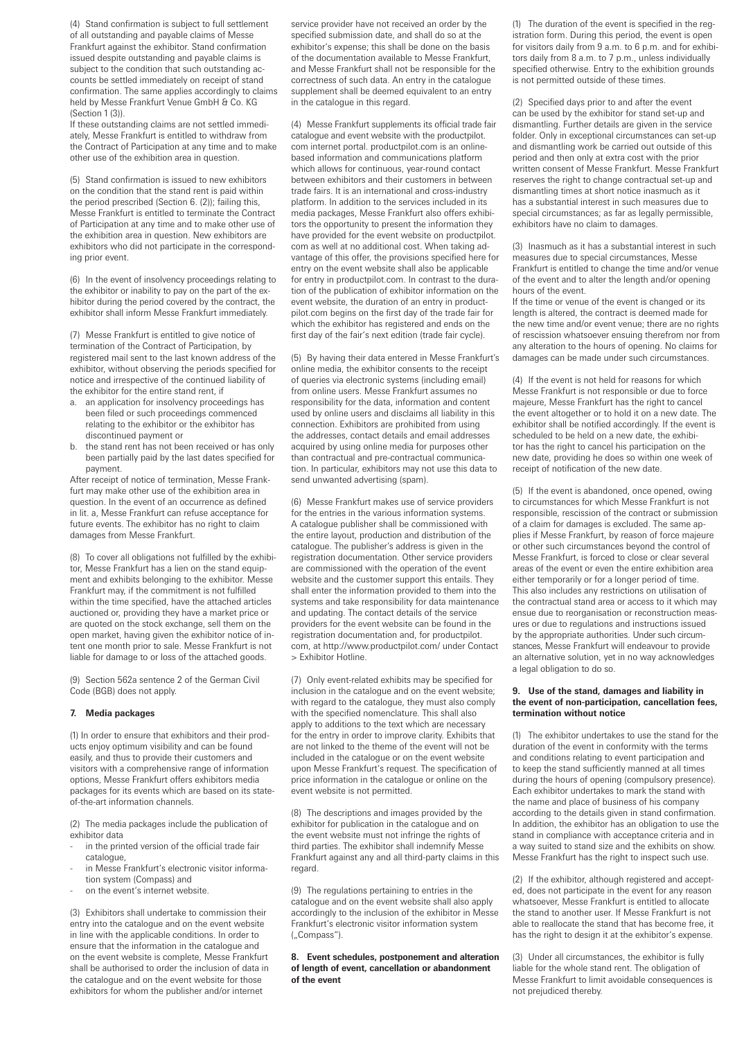(4) Stand confirmation is subject to full settlement of all outstanding and payable claims of Messe Frankfurt against the exhibitor. Stand confirmation issued despite outstanding and payable claims is subject to the condition that such outstanding accounts be settled immediately on receipt of stand confirmation. The same applies accordingly to claims held by Messe Frankfurt Venue GmbH & Co. KG (Section 1 (3)).

If these outstanding claims are not settled immediately, Messe Frankfurt is entitled to withdraw from the Contract of Participation at any time and to make other use of the exhibition area in question.

(5) Stand confirmation is issued to new exhibitors on the condition that the stand rent is paid within the period prescribed (Section 6. (2)); failing this, Messe Frankfurt is entitled to terminate the Contract of Participation at any time and to make other use of the exhibition area in question. New exhibitors are exhibitors who did not participate in the corresponding prior event.

(6) In the event of insolvency proceedings relating to the exhibitor or inability to pay on the part of the exhibitor during the period covered by the contract, the exhibitor shall inform Messe Frankfurt immediately.

(7) Messe Frankfurt is entitled to give notice of termination of the Contract of Participation, by registered mail sent to the last known address of the exhibitor, without observing the periods specified for notice and irrespective of the continued liability of the exhibitor for the entire stand rent, if

a. an application for insolvency proceedings has been filed or such proceedings commenced relating to the exhibitor or the exhibitor has discontinued payment or
b. the stand rent has not been received or has only been partially paid by the last dates specified for payment.

After receipt of notice of termination, Messe Frankfurt may make other use of the exhibition area in question. In the event of an occurrence as defined in lit. a, Messe Frankfurt can refuse acceptance for future events. The exhibitor has no right to claim damages from Messe Frankfurt.

(8) To cover all obligations not fulfilled by the exhibitor, Messe Frankfurt has a lien on the stand equipment and exhibits belonging to the exhibitor. Messe Frankfurt may, if the commitment is not fulfilled within the time specified, have the attached articles auctioned or, providing they have a market price or are quoted on the stock exchange, sell them on the open market, having given the exhibitor notice of intent one month prior to sale. Messe Frankfurt is not liable for damage to or loss of the attached goods.

(9) Section 562a sentence 2 of the German Civil Code (BGB) does not apply.

## 7. Media packages

(1) In order to ensure that exhibitors and their products enjoy optimum visibility and can be found easily, and thus to provide their customers and visitors with a comprehensive range of information options, Messe Frankfurt offers exhibitors media packages for its events which are based on its state-of-the-art information channels.

(2) The media packages include the publication of exhibitor data

- in the printed version of the official trade fair catalogue,
- in Messe Frankfurt's electronic visitor information system (Compass) and
- on the event's internet website.

(3) Exhibitors shall undertake to commission their entry into the catalogue and on the event website in line with the applicable conditions. In order to ensure that the information in the catalogue and on the event website is complete, Messe Frankfurt shall be authorised to order the inclusion of data in the catalogue and on the event website for those exhibitors for whom the publisher and/or internet service provider have not received an order by the specified submission date, and shall do so at the exhibitor's expense; this shall be done on the basis of the documentation available to Messe Frankfurt, and Messe Frankfurt shall not be responsible for the correctness of such data. An entry in the catalogue supplement shall be deemed equivalent to an entry in the catalogue in this regard.

(4) Messe Frankfurt supplements its official trade fair catalogue and event website with the productpilot.com internet portal. productpilot.com is an online-based information and communications platform which allows for continuous, year-round contact between exhibitors and their customers in between trade fairs. It is an international and cross-industry platform. In addition to the services included in its media packages, Messe Frankfurt also offers exhibitors the opportunity to present the information they have provided for the event website on productpilot.com as well at no additional cost. When taking advantage of this offer, the provisions specified here for entry on the event website shall also be applicable for entry in productpilot.com. In contrast to the duration of the publication of exhibitor information on the event website, the duration of an entry in productpilot.com begins on the first day of the trade fair for which the exhibitor has registered and ends on the first day of the fair's next edition (trade fair cycle).

(5) By having their data entered in Messe Frankfurt's online media, the exhibitor consents to the receipt of queries via electronic systems (including email) from online users. Messe Frankfurt assumes no responsibility for the data, information and content used by online users and disclaims all liability in this connection. Exhibitors are prohibited from using the addresses, contact details and email addresses acquired by using online media for purposes other than contractual and pre-contractual communication. In particular, exhibitors may not use this data to send unwanted advertising (spam).

(6) Messe Frankfurt makes use of service providers for the entries in the various information systems. A catalogue publisher shall be commissioned with the entire layout, production and distribution of the catalogue. The publisher's address is given in the registration documentation. Other service providers are commissioned with the operation of the event website and the customer support this entails. They shall enter the information provided to them into the systems and take responsibility for data maintenance and updating. The contact details of the service providers for the event website can be found in the registration documentation and, for productpilot.com, at http://www.productpilot.com/ under Contact > Exhibitor Hotline.

(7) Only event-related exhibits may be specified for inclusion in the catalogue and on the event website; with regard to the catalogue, they must also comply with the specified nomenclature. This shall also apply to additions to the text which are necessary for the entry in order to improve clarity. Exhibits that are not linked to the theme of the event will not be included in the catalogue or on the event website upon Messe Frankfurt's request. The specification of price information in the catalogue or online on the event website is not permitted.

(8) The descriptions and images provided by the exhibitor for publication in the catalogue and on the event website must not infringe the rights of third parties. The exhibitor shall indemnify Messe Frankfurt against any and all third-party claims in this regard.

(9) The regulations pertaining to entries in the catalogue and on the event website shall also apply accordingly to the inclusion of the exhibitor in Messe Frankfurt's electronic visitor information system („Compass").

## 8. Event schedules, postponement and alteration of length of event, cancellation or abandonment of the event

(1) The duration of the event is specified in the registration form. During this period, the event is open for visitors daily from 9 a.m. to 6 p.m. and for exhibitors daily from 8 a.m. to 7 p.m., unless individually specified otherwise. Entry to the exhibition grounds is not permitted outside of these times.

(2) Specified days prior to and after the event can be used by the exhibitor for stand set-up and dismantling. Further details are given in the service folder. Only in exceptional circumstances can set-up and dismantling work be carried out outside of this period and then only at extra cost with the prior written consent of Messe Frankfurt. Messe Frankfurt reserves the right to change contractual set-up and dismantling times at short notice inasmuch as it has a substantial interest in such measures due to special circumstances; as far as legally permissible, exhibitors have no claim to damages.

(3) Inasmuch as it has a substantial interest in such measures due to special circumstances, Messe Frankfurt is entitled to change the time and/or venue of the event and to alter the length and/or opening hours of the event.

If the time or venue of the event is changed or its length is altered, the contract is deemed made for the new time and/or event venue; there are no rights of rescission whatsoever ensuing therefrom nor from any alteration to the hours of opening. No claims for damages can be made under such circumstances.

(4) If the event is not held for reasons for which Messe Frankfurt is not responsible or due to force majeure, Messe Frankfurt has the right to cancel the event altogether or to hold it on a new date. The exhibitor shall be notified accordingly. If the event is scheduled to be held on a new date, the exhibitor has the right to cancel his participation on the new date, providing he does so within one week of receipt of notification of the new date.

(5) If the event is abandoned, once opened, owing to circumstances for which Messe Frankfurt is not responsible, rescission of the contract or submission of a claim for damages is excluded. The same applies if Messe Frankfurt, by reason of force majeure or other such circumstances beyond the control of Messe Frankfurt, is forced to close or clear several areas of the event or even the entire exhibition area either temporarily or for a longer period of time. This also includes any restrictions on utilisation of the contractual stand area or access to it which may ensue due to reorganisation or reconstruction measures or due to regulations and instructions issued by the appropriate authorities. Under such circumstances, Messe Frankfurt will endeavour to provide an alternative solution, yet in no way acknowledges a legal obligation to do so.

## 9. Use of the stand, damages and liability in the event of non-participation, cancellation fees, termination without notice

(1) The exhibitor undertakes to use the stand for the duration of the event in conformity with the terms and conditions relating to event participation and to keep the stand sufficiently manned at all times during the hours of opening (compulsory presence). Each exhibitor undertakes to mark the stand with the name and place of business of his company according to the details given in stand confirmation. In addition, the exhibitor has an obligation to use the stand in compliance with acceptance criteria and in a way suited to stand size and the exhibits on show. Messe Frankfurt has the right to inspect such use.

(2) If the exhibitor, although registered and accepted, does not participate in the event for any reason whatsoever, Messe Frankfurt is entitled to allocate the stand to another user. If Messe Frankfurt is not able to reallocate the stand that has become free, it has the right to design it at the exhibitor's expense.

(3) Under all circumstances, the exhibitor is fully liable for the whole stand rent. The obligation of Messe Frankfurt to limit avoidable consequences is not prejudiced thereby.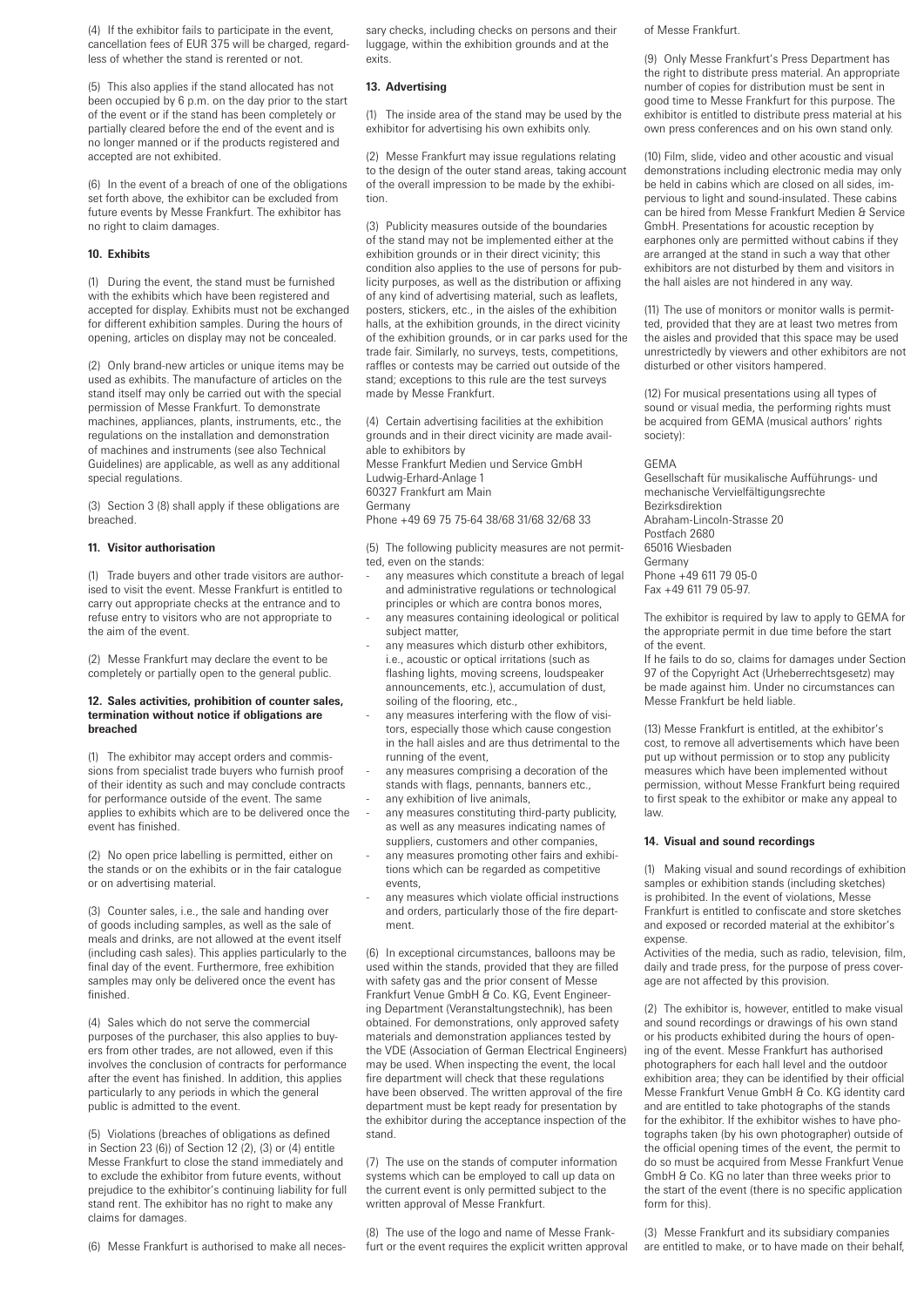(4) If the exhibitor fails to participate in the event, cancellation fees of EUR 375 will be charged, regardless of whether the stand is rerented or not.

(5) This also applies if the stand allocated has not been occupied by 6 p.m. on the day prior to the start of the event or if the stand has been completely or partially cleared before the end of the event and is no longer manned or if the products registered and accepted are not exhibited.

(6) In the event of a breach of one of the obligations set forth above, the exhibitor can be excluded from future events by Messe Frankfurt. The exhibitor has no right to claim damages.

### 10. Exhibits

(1) During the event, the stand must be furnished with the exhibits which have been registered and accepted for display. Exhibits must not be exchanged for different exhibition samples. During the hours of opening, articles on display may not be concealed.

(2) Only brand-new articles or unique items may be used as exhibits. The manufacture of articles on the stand itself may only be carried out with the special permission of Messe Frankfurt. To demonstrate machines, appliances, plants, instruments, etc., the regulations on the installation and demonstration of machines and instruments (see also Technical Guidelines) are applicable, as well as any additional special regulations.

(3) Section 3 (8) shall apply if these obligations are breached.

### 11. Visitor authorisation

(1) Trade buyers and other trade visitors are authorised to visit the event. Messe Frankfurt is entitled to carry out appropriate checks at the entrance and to refuse entry to visitors who are not appropriate to the aim of the event.

(2) Messe Frankfurt may declare the event to be completely or partially open to the general public.

### 12. Sales activities, prohibition of counter sales, termination without notice if obligations are breached

(1) The exhibitor may accept orders and commissions from specialist trade buyers who furnish proof of their identity as such and may conclude contracts for performance outside of the event. The same applies to exhibits which are to be delivered once the event has finished.

(2) No open price labelling is permitted, either on the stands or on the exhibits or in the fair catalogue or on advertising material.

(3) Counter sales, i.e., the sale and handing over of goods including samples, as well as the sale of meals and drinks, are not allowed at the event itself (including cash sales). This applies particularly to the final day of the event. Furthermore, free exhibition samples may only be delivered once the event has finished.

(4) Sales which do not serve the commercial purposes of the purchaser, this also applies to buyers from other trades, are not allowed, even if this involves the conclusion of contracts for performance after the event has finished. In addition, this applies particularly to any periods in which the general public is admitted to the event.

(5) Violations (breaches of obligations as defined in Section 23 (6)) of Section 12 (2), (3) or (4) entitle Messe Frankfurt to close the stand immediately and to exclude the exhibitor from future events, without prejudice to the exhibitor's continuing liability for full stand rent. The exhibitor has no right to make any claims for damages.

(6) Messe Frankfurt is authorised to make all necessary checks, including checks on persons and their luggage, within the exhibition grounds and at the exits.

### 13. Advertising

(1) The inside area of the stand may be used by the exhibitor for advertising his own exhibits only.

(2) Messe Frankfurt may issue regulations relating to the design of the outer stand areas, taking account of the overall impression to be made by the exhibition.

(3) Publicity measures outside of the boundaries of the stand may not be implemented either at the exhibition grounds or in their direct vicinity; this condition also applies to the use of persons for publicity purposes, as well as the distribution or affixing of any kind of advertising material, such as leaflets, posters, stickers, etc., in the aisles of the exhibition halls, at the exhibition grounds, in the direct vicinity of the exhibition grounds, or in car parks used for the trade fair. Similarly, no surveys, tests, competitions, raffles or contests may be carried out outside of the stand; exceptions to this rule are the test surveys made by Messe Frankfurt.

(4) Certain advertising facilities at the exhibition grounds and in their direct vicinity are made available to exhibitors by
Messe Frankfurt Medien und Service GmbH
Ludwig-Erhard-Anlage 1
60327 Frankfurt am Main
Germany
Phone +49 69 75 75-64 38/68 31/68 32/68 33

(5) The following publicity measures are not permitted, even on the stands:

- any measures which constitute a breach of legal and administrative regulations or technological principles or which are contra bonos mores,
- any measures containing ideological or political subject matter,
- any measures which disturb other exhibitors, i.e., acoustic or optical irritations (such as flashing lights, moving screens, loudspeaker announcements, etc.), accumulation of dust, soiling of the flooring, etc.,
- any measures interfering with the flow of visitors, especially those which cause congestion in the hall aisles and are thus detrimental to the running of the event,
- any measures comprising a decoration of the stands with flags, pennants, banners etc.,
- any exhibition of live animals,
- any measures constituting third-party publicity, as well as any measures indicating names of suppliers, customers and other companies,
- any measures promoting other fairs and exhibitions which can be regarded as competitive events,
- any measures which violate official instructions and orders, particularly those of the fire department.

(6) In exceptional circumstances, balloons may be used within the stands, provided that they are filled with safety gas and the prior consent of Messe Frankfurt Venue GmbH & Co. KG, Event Engineering Department (Veranstaltungstechnik), has been obtained. For demonstrations, only approved safety materials and demonstration appliances tested by the VDE (Association of German Electrical Engineers) may be used. When inspecting the event, the local fire department will check that these regulations have been observed. The written approval of the fire department must be kept ready for presentation by the exhibitor during the acceptance inspection of the stand.

(7) The use on the stands of computer information systems which can be employed to call up data on the current event is only permitted subject to the written approval of Messe Frankfurt.

(8) The use of the logo and name of Messe Frankfurt or the event requires the explicit written approval of Messe Frankfurt.

(9) Only Messe Frankfurt's Press Department has the right to distribute press material. An appropriate number of copies for distribution must be sent in good time to Messe Frankfurt for this purpose. The exhibitor is entitled to distribute press material at his own press conferences and on his own stand only.

(10) Film, slide, video and other acoustic and visual demonstrations including electronic media may only be held in cabins which are closed on all sides, impervious to light and sound-insulated. These cabins can be hired from Messe Frankfurt Medien & Service GmbH. Presentations for acoustic reception by earphones only are permitted without cabins if they are arranged at the stand in such a way that other exhibitors are not disturbed by them and visitors in the hall aisles are not hindered in any way.

(11) The use of monitors or monitor walls is permitted, provided that they are at least two metres from the aisles and provided that this space may be used unrestrictedly by viewers and other exhibitors are not disturbed or other visitors hampered.

(12) For musical presentations using all types of sound or visual media, the performing rights must be acquired from GEMA (musical authors' rights society):

GEMA
Gesellschaft für musikalische Aufführungs- und mechanische Vervielfältigungsrechte
Bezirksdirektion
Abraham-Lincoln-Strasse 20
Postfach 2680
65016 Wiesbaden
Germany
Phone +49 611 79 05-0
Fax +49 611 79 05-97.

The exhibitor is required by law to apply to GEMA for the appropriate permit in due time before the start of the event.
If he fails to do so, claims for damages under Section 97 of the Copyright Act (Urheberrechtsgesetz) may be made against him. Under no circumstances can Messe Frankfurt be held liable.

(13) Messe Frankfurt is entitled, at the exhibitor's cost, to remove all advertisements which have been put up without permission or to stop any publicity measures which have been implemented without permission, without Messe Frankfurt being required to first speak to the exhibitor or make any appeal to law.

### 14. Visual and sound recordings

(1) Making visual and sound recordings of exhibition samples or exhibition stands (including sketches) is prohibited. In the event of violations, Messe Frankfurt is entitled to confiscate and store sketches and exposed or recorded material at the exhibitor's expense.
Activities of the media, such as radio, television, film, daily and trade press, for the purpose of press coverage are not affected by this provision.

(2) The exhibitor is, however, entitled to make visual and sound recordings or drawings of his own stand or his products exhibited during the hours of opening of the event. Messe Frankfurt has authorised photographers for each hall level and the outdoor exhibition area; they can be identified by their official Messe Frankfurt Venue GmbH & Co. KG identity card and are entitled to take photographs of the stands for the exhibitor. If the exhibitor wishes to have photographs taken (by his own photographer) outside of the official opening times of the event, the permit to do so must be acquired from Messe Frankfurt Venue GmbH & Co. KG no later than three weeks prior to the start of the event (there is no specific application form for this).

(3) Messe Frankfurt and its subsidiary companies are entitled to make, or to have made on their behalf,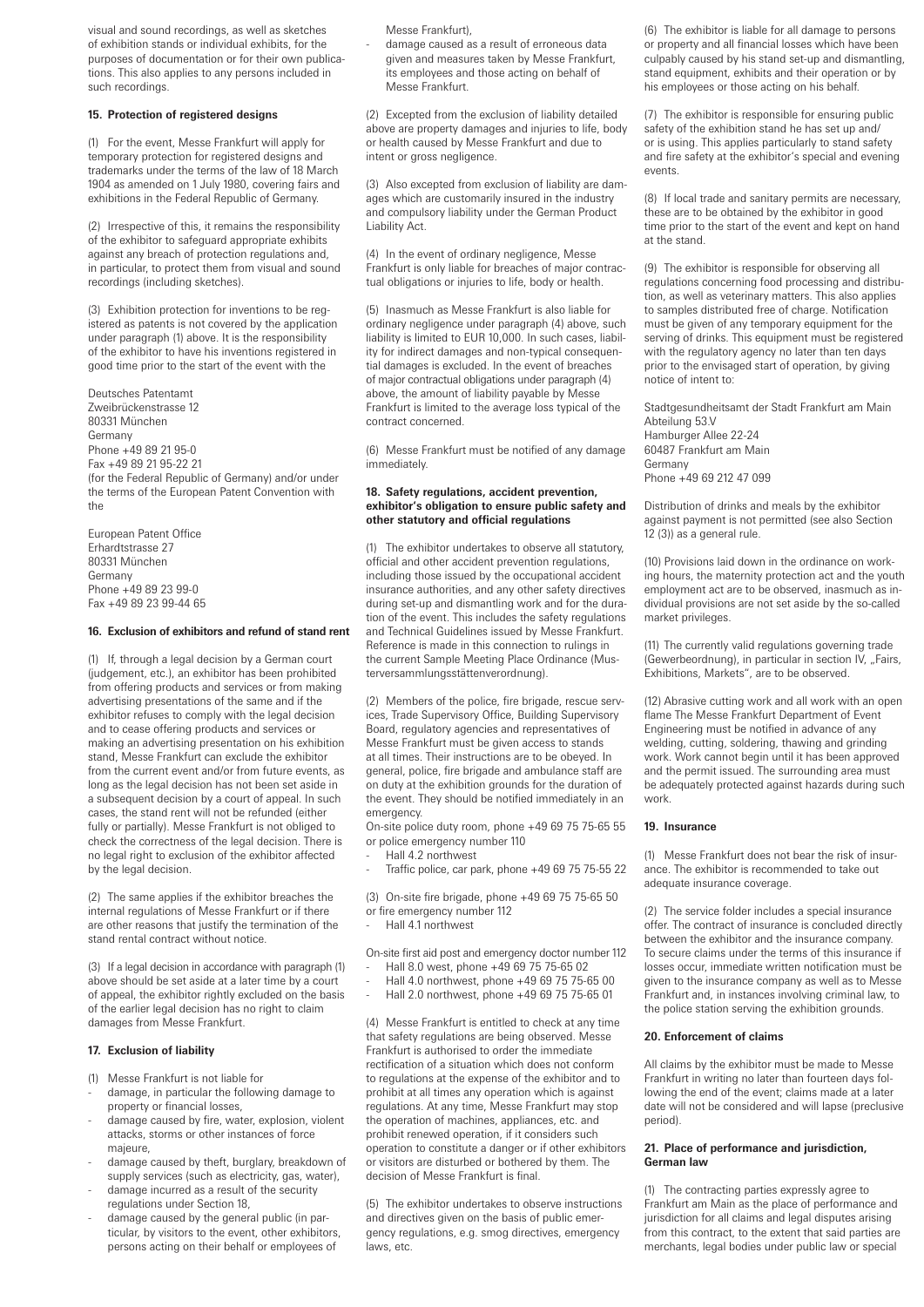visual and sound recordings, as well as sketches of exhibition stands or individual exhibits, for the purposes of documentation or for their own publications. This also applies to any persons included in such recordings.

**15. Protection of registered designs**

(1) For the event, Messe Frankfurt will apply for temporary protection for registered designs and trademarks under the terms of the law of 18 March 1904 as amended on 1 July 1980, covering fairs and exhibitions in the Federal Republic of Germany.

(2) Irrespective of this, it remains the responsibility of the exhibitor to safeguard appropriate exhibits against any breach of protection regulations and, in particular, to protect them from visual and sound recordings (including sketches).

(3) Exhibition protection for inventions to be registered as patents is not covered by the application under paragraph (1) above. It is the responsibility of the exhibitor to have his inventions registered in good time prior to the start of the event with the

Deutsches Patentamt
Zweibrückenstrasse 12
80331 München
Germany
Phone +49 89 21 95-0
Fax +49 89 21 95-22 21
(for the Federal Republic of Germany) and/or under the terms of the European Patent Convention with the

European Patent Office
Erhardtstrasse 27
80331 München
Germany
Phone +49 89 23 99-0
Fax +49 89 23 99-44 65

**16. Exclusion of exhibitors and refund of stand rent**

(1) If, through a legal decision by a German court (judgement, etc.), an exhibitor has been prohibited from offering products and services or from making advertising presentations of the same and if the exhibitor refuses to comply with the legal decision and to cease offering products and services or making an advertising presentation on his exhibition stand, Messe Frankfurt can exclude the exhibitor from the current event and/or from future events, as long as the legal decision has not been set aside in a subsequent decision by a court of appeal. In such cases, the stand rent will not be refunded (either fully or partially). Messe Frankfurt is not obliged to check the correctness of the legal decision. There is no legal right to exclusion of the exhibitor affected by the legal decision.

(2) The same applies if the exhibitor breaches the internal regulations of Messe Frankfurt or if there are other reasons that justify the termination of the stand rental contract without notice.

(3) If a legal decision in accordance with paragraph (1) above should be set aside at a later time by a court of appeal, the exhibitor rightly excluded on the basis of the earlier legal decision has no right to claim damages from Messe Frankfurt.

**17. Exclusion of liability**

(1) Messe Frankfurt is not liable for

- damage, in particular the following damage to property or financial losses,
- damage caused by fire, water, explosion, violent attacks, storms or other instances of force majeure,
- damage caused by theft, burglary, breakdown of supply services (such as electricity, gas, water),
- damage incurred as a result of the security regulations under Section 18,
- damage caused by the general public (in particular, by visitors to the event, other exhibitors, persons acting on their behalf or employees of Messe Frankfurt),
- damage caused as a result of erroneous data given and measures taken by Messe Frankfurt, its employees and those acting on behalf of Messe Frankfurt.

(2) Excepted from the exclusion of liability detailed above are property damages and injuries to life, body or health caused by Messe Frankfurt and due to intent or gross negligence.

(3) Also excepted from exclusion of liability are damages which are customarily insured in the industry and compulsory liability under the German Product Liability Act.

(4) In the event of ordinary negligence, Messe Frankfurt is only liable for breaches of major contractual obligations or injuries to life, body or health.

(5) Inasmuch as Messe Frankfurt is also liable for ordinary negligence under paragraph (4) above, such liability is limited to EUR 10,000. In such cases, liability for indirect damages and non-typical consequential damages is excluded. In the event of breaches of major contractual obligations under paragraph (4) above, the amount of liability payable by Messe Frankfurt is limited to the average loss typical of the contract concerned.

(6) Messe Frankfurt must be notified of any damage immediately.

**18. Safety regulations, accident prevention, exhibitor's obligation to ensure public safety and other statutory and official regulations**

(1) The exhibitor undertakes to observe all statutory, official and other accident prevention regulations, including those issued by the occupational accident insurance authorities, and any other safety directives during set-up and dismantling work and for the duration of the event. This includes the safety regulations and Technical Guidelines issued by Messe Frankfurt. Reference is made in this connection to rulings in the current Sample Meeting Place Ordinance (Musterversammlungsstättenverordnung).

(2) Members of the police, fire brigade, rescue services, Trade Supervisory Office, Building Supervisory Board, regulatory agencies and representatives of Messe Frankfurt must be given access to stands at all times. Their instructions are to be obeyed. In general, police, fire brigade and ambulance staff are on duty at the exhibition grounds for the duration of the event. They should be notified immediately in an emergency.
On-site police duty room, phone +49 69 75 75-65 55 or police emergency number 110

- Hall 4.2 northwest
- Traffic police, car park, phone +49 69 75 75-55 22

(3) On-site fire brigade, phone +49 69 75 75-65 50 or fire emergency number 112

- Hall 4.1 northwest

On-site first aid post and emergency doctor number 112

- Hall 8.0 west, phone +49 69 75 75-65 02
- Hall 4.0 northwest, phone +49 69 75 75-65 00
- Hall 2.0 northwest, phone +49 69 75 75-65 01

(4) Messe Frankfurt is entitled to check at any time that safety regulations are being observed. Messe Frankfurt is authorised to order the immediate rectification of a situation which does not conform to regulations at the expense of the exhibitor and to prohibit at all times any operation which is against regulations. At any time, Messe Frankfurt may stop the operation of machines, appliances, etc. and prohibit renewed operation, if it considers such operation to constitute a danger or if other exhibitors or visitors are disturbed or bothered by them. The decision of Messe Frankfurt is final.

(5) The exhibitor undertakes to observe instructions and directives given on the basis of public emergency regulations, e.g. smog directives, emergency laws, etc.

(6) The exhibitor is liable for all damage to persons or property and all financial losses which have been culpably caused by his stand set-up and dismantling, stand equipment, exhibits and their operation or by his employees or those acting on his behalf.

(7) The exhibitor is responsible for ensuring public safety of the exhibition stand he has set up and/or is using. This applies particularly to stand safety and fire safety at the exhibitor's special and evening events.

(8) If local trade and sanitary permits are necessary, these are to be obtained by the exhibitor in good time prior to the start of the event and kept on hand at the stand.

(9) The exhibitor is responsible for observing all regulations concerning food processing and distribution, as well as veterinary matters. This also applies to samples distributed free of charge. Notification must be given of any temporary equipment for the serving of drinks. This equipment must be registered with the regulatory agency no later than ten days prior to the envisaged start of operation, by giving notice of intent to:

Stadtgesundheitsamt der Stadt Frankfurt am Main
Abteilung 53.V
Hamburger Allee 22-24
60487 Frankfurt am Main
Germany
Phone +49 69 212 47 099

Distribution of drinks and meals by the exhibitor against payment is not permitted (see also Section 12 (3)) as a general rule.

(10) Provisions laid down in the ordinance on working hours, the maternity protection act and the youth employment act are to be observed, inasmuch as individual provisions are not set aside by the so-called market privileges.

(11) The currently valid regulations governing trade (Gewerbeordnung), in particular in section IV, „Fairs, Exhibitions, Markets", are to be observed.

(12) Abrasive cutting work and all work with an open flame The Messe Frankfurt Department of Event Engineering must be notified in advance of any welding, cutting, soldering, thawing and grinding work. Work cannot begin until it has been approved and the permit issued. The surrounding area must be adequately protected against hazards during such work.

**19. Insurance**

(1) Messe Frankfurt does not bear the risk of insurance. The exhibitor is recommended to take out adequate insurance coverage.

(2) The service folder includes a special insurance offer. The contract of insurance is concluded directly between the exhibitor and the insurance company. To secure claims under the terms of this insurance if losses occur, immediate written notification must be given to the insurance company as well as to Messe Frankfurt and, in instances involving criminal law, to the police station serving the exhibition grounds.

**20. Enforcement of claims**

All claims by the exhibitor must be made to Messe Frankfurt in writing no later than fourteen days following the end of the event; claims made at a later date will not be considered and will lapse (preclusive period).

**21. Place of performance and jurisdiction, German law**

(1) The contracting parties expressly agree to Frankfurt am Main as the place of performance and jurisdiction for all claims and legal disputes arising from this contract, to the extent that said parties are merchants, legal bodies under public law or special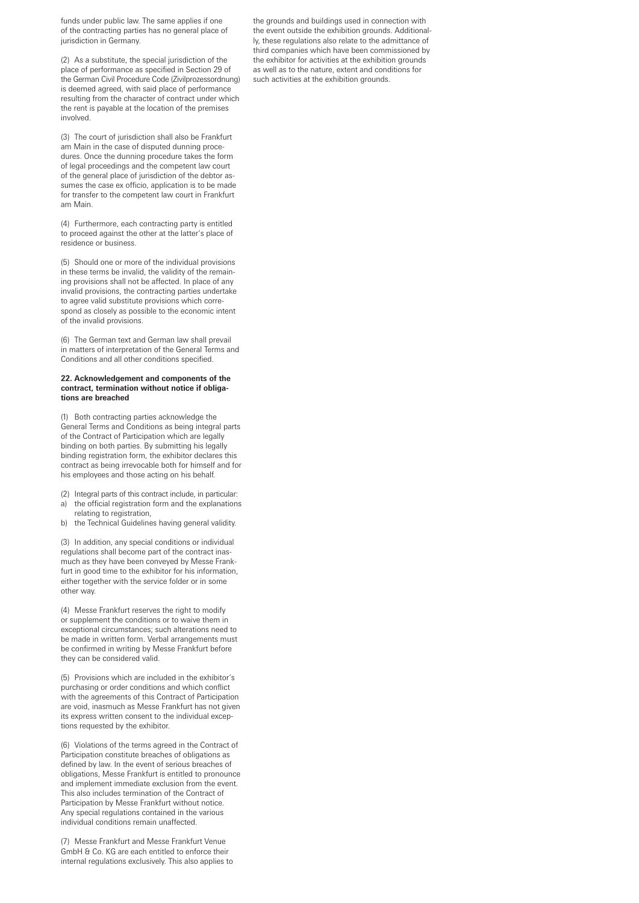funds under public law. The same applies if one of the contracting parties has no general place of jurisdiction in Germany.

(2) As a substitute, the special jurisdiction of the place of performance as specified in Section 29 of the German Civil Procedure Code (Zivilprozessordnung) is deemed agreed, with said place of performance resulting from the character of contract under which the rent is payable at the location of the premises involved.

(3) The court of jurisdiction shall also be Frankfurt am Main in the case of disputed dunning procedures. Once the dunning procedure takes the form of legal proceedings and the competent law court of the general place of jurisdiction of the debtor assumes the case ex officio, application is to be made for transfer to the competent law court in Frankfurt am Main.

(4) Furthermore, each contracting party is entitled to proceed against the other at the latter's place of residence or business.

(5) Should one or more of the individual provisions in these terms be invalid, the validity of the remaining provisions shall not be affected. In place of any invalid provisions, the contracting parties undertake to agree valid substitute provisions which correspond as closely as possible to the economic intent of the invalid provisions.

(6) The German text and German law shall prevail in matters of interpretation of the General Terms and Conditions and all other conditions specified.

**22. Acknowledgement and components of the contract, termination without notice if obligations are breached**

(1) Both contracting parties acknowledge the General Terms and Conditions as being integral parts of the Contract of Participation which are legally binding on both parties. By submitting his legally binding registration form, the exhibitor declares this contract as being irrevocable both for himself and for his employees and those acting on his behalf.

(2) Integral parts of this contract include, in particular:
a) the official registration form and the explanations relating to registration,
b) the Technical Guidelines having general validity.

(3) In addition, any special conditions or individual regulations shall become part of the contract inasmuch as they have been conveyed by Messe Frankfurt in good time to the exhibitor for his information, either together with the service folder or in some other way.

(4) Messe Frankfurt reserves the right to modify or supplement the conditions or to waive them in exceptional circumstances; such alterations need to be made in written form. Verbal arrangements must be confirmed in writing by Messe Frankfurt before they can be considered valid.

(5) Provisions which are included in the exhibitor's purchasing or order conditions and which conflict with the agreements of this Contract of Participation are void, inasmuch as Messe Frankfurt has not given its express written consent to the individual exceptions requested by the exhibitor.

(6) Violations of the terms agreed in the Contract of Participation constitute breaches of obligations as defined by law. In the event of serious breaches of obligations, Messe Frankfurt is entitled to pronounce and implement immediate exclusion from the event. This also includes termination of the Contract of Participation by Messe Frankfurt without notice. Any special regulations contained in the various individual conditions remain unaffected.

(7) Messe Frankfurt and Messe Frankfurt Venue GmbH & Co. KG are each entitled to enforce their internal regulations exclusively. This also applies to the grounds and buildings used in connection with the event outside the exhibition grounds. Additionally, these regulations also relate to the admittance of third companies which have been commissioned by the exhibitor for activities at the exhibition grounds as well as to the nature, extent and conditions for such activities at the exhibition grounds.